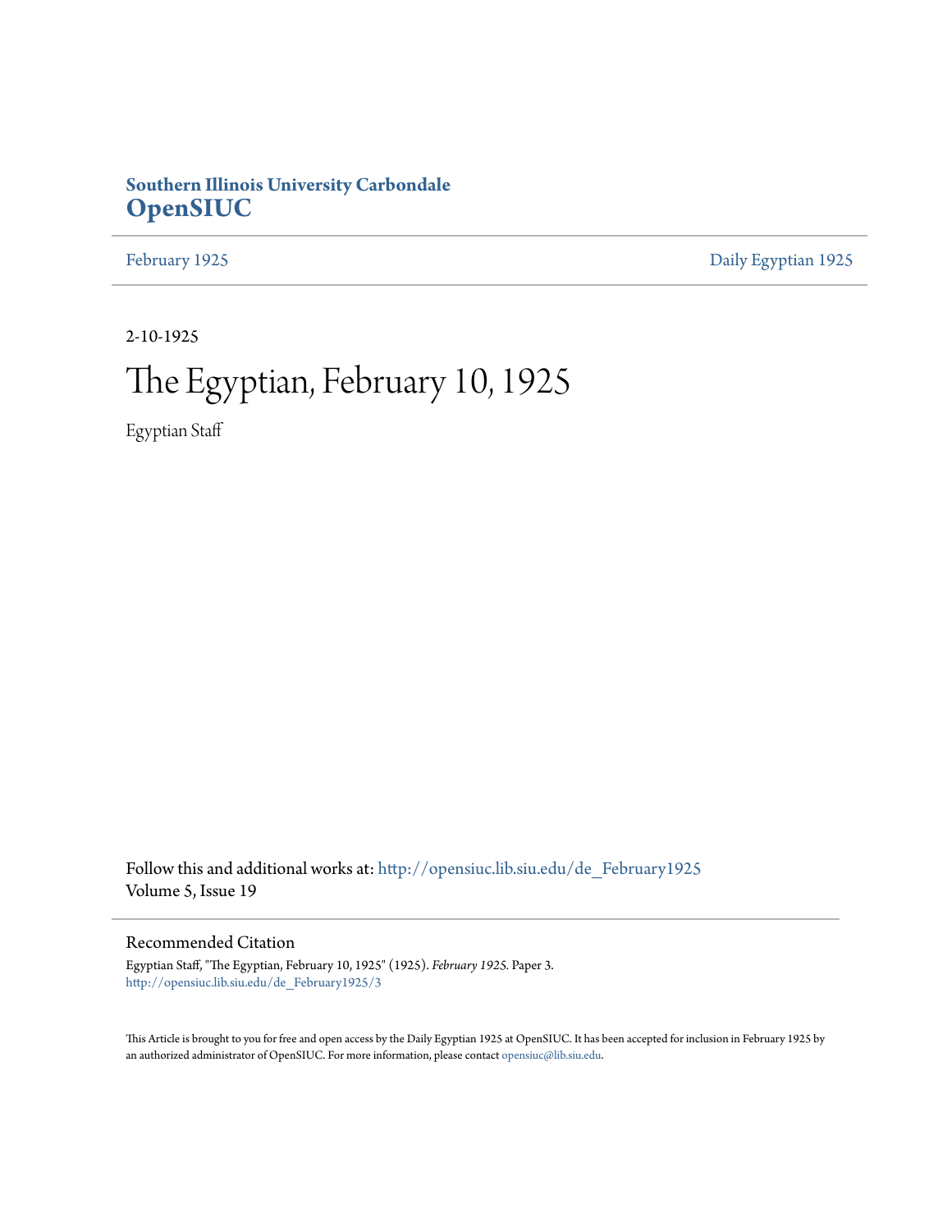**Southern Illinois University Carbondale**
**OpenSIUC**

February 1925 | Daily Egyptian 1925

2-10-1925

# The Egyptian, February 10, 1925

Egyptian Staff

Follow this and additional works at: http://opensiuc.lib.siu.edu/de_February1925
Volume 5, Issue 19

## Recommended Citation

Egyptian Staff, "The Egyptian, February 10, 1925" (1925). *February 1925.* Paper 3.
http://opensiuc.lib.siu.edu/de_February1925/3

This Article is brought to you for free and open access by the Daily Egyptian 1925 at OpenSIUC. It has been accepted for inclusion in February 1925 by an authorized administrator of OpenSIUC. For more information, please contact opensiuc@lib.siu.edu.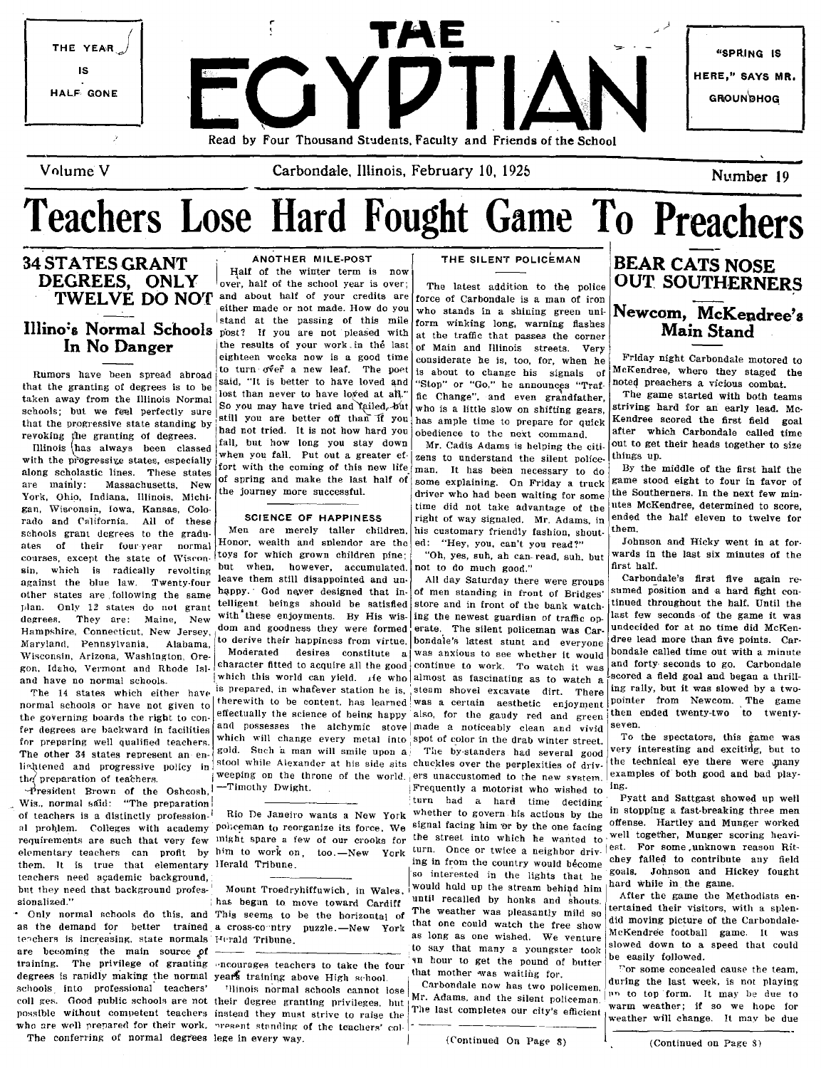THE YEAR IS HALF GONE

# THE EGYPTIAN

"SPRING IS HERE," SAYS MR. GROUNDHOG

Read by Four Thousand Students, Faculty and Friends of the School

Volume V — Carbondale, Illinois, February 10, 1925 — Number 19

# Teachers Lose Hard Fought Game To Preachers

## 34 STATES GRANT DEGREES, ONLY TWELVE DO NOT

### Illinois Normal Schools In No Danger

Rumors have been spread abroad that the granting of degrees is to be taken away from the Illinois Normal schools; but we feel perfectly sure that the progressive state standing by revoking the granting of degrees.

Illinois has always been classed with the progressive states, especially along scholastic lines. These states are mainly: Massachusetts, New York, Ohio, Indiana, Illinois, Michigan, Wisconsin, Iowa, Kansas, Colorado and California. All of these schools grant degrees to the graduates of their four-year normal courses, except the state of Wisconsin, which is radically revolting against the blue law. Twenty-four other states are following the same plan. Only 12 states do not grant degrees. They are: Maine, New Hampshire, Connecticut, New Jersey, Maryland, Pennsylvania, Alabama, Wisconsin, Arizona, Washington, Oregon, Idaho, Vermont and Rhode Island and have no normal schools.

The 14 states which either have normal schools or have not given to the governing boards the right to confer degrees are backward in facilities for preparing well qualified teachers. The other 34 states represent an enlightened and progressive policy in the preparation of teachers.

President Brown of the Oshcosh, Wis., normal said: "The preparation of teachers is a distinctly professional problem. Colleges with academy requirements are such that very few elementary teachers can profit by them. It is true that elementary teachers need academic background, but they need that background professionalized."

Only normal schools do this, and as the demand for better trained teachers is increasing, state normals are becoming the main source of training. The privilege of granting degrees is rapidly making the normal schools into professional teachers' colleges. Good public schools are not possible without competent teachers who are well prepared for their work. The conferring of normal degrees encourages teachers to take the four years training above High school.

Illinois normal schools cannot lose their degree granting privileges, but instead they must strive to raise the present standing of the teachers' college in every way.

## ANOTHER MILE-POST

Half of the winter term is now over, half of the school year is over; and about half of your credits are either made or not made. How do you stand at the passing of this mile post? If you are not pleased with the results of your work in the last eighteen weeks now is a good time to turn over a new leaf. The poet said, "It is better to have loved and lost than never to have loved at all." So you may have tried and failed, but still you are better off than if you had not tried. It is not how hard you fall, but how long you stay down when you fall. Put out a greater effort with the coming of this new life of spring and make the last half of the journey more successful.

## SCIENCE OF HAPPINESS

Men are merely taller children. Honor, wealth and splendor are the toys for which grown children pine; but when, however, accumulated, leave them still disappointed and unhappy. God never designed that intelligent beings should be satisfied with these enjoyments. By His wisdom and goodness they were formed to derive their happiness from virtue.

Moderated desires constitute a character fitted to acquire all the good which this world can yield. He who is prepared, in whatever station he is, therewith to be content, has learned effectually the science of being happy and possesses the alchymic stove which will change every metal into gold. Such a man will smile upon a stool while Alexander at his side sits weeping on the throne of the world. —Timothy Dwight.

Rio De Janeiro wants a New York policeman to reorganize its force. We might spare a few of our crooks for him to work on, too.—New York Herald Tribune.

Mount Troedryhiffuwich, in Wales, has begun to move toward Cardiff. This seems to be the horizontal of a cross-country puzzle.—New York Herald Tribune.

## THE SILENT POLICEMAN

The latest addition to the police force of Carbondale is a man of iron who stands in a shining green uniform winking long, warning flashes at the traffic that passes the corner of Main and Illinois streets. Very considerate he is, too, for, when he is about to change his signals of "Stop" or "Go," he announces "Traffic Change", and even grandfather, who is a little slow on shifting gears, has ample time to prepare for quick obedience to the next command.

Mr. Cadis Adams is helping the citizens to understand the silent policeman. It has been necessary to do some explaining. On Friday a truck driver who had been waiting for some time did not take advantage of the right of way signaled. Mr. Adams, in his customary friendly fashion, shouted: "Hey, you, can't you read?"

"Oh, yes, suh, ah can read, suh, but not to do much good."

All day Saturday there were groups of men standing in front of Bridges' store and in front of the bank watching the newest guardian of traffic operate. The silent policeman was Carbondale's latest stunt and everyone was anxious to see whether it would continue to work. To watch it was almost as fascinating as to watch a steam shovel excavate dirt. There was a certain aesthetic enjoyment also, for the gaudy red and green made a noticeably clean and vivid spot of color in the drab winter street.

The by-standers had several good chuckles over the perplexities of drivers unaccustomed to the new system. Frequently a motorist who wished to turn had a hard time deciding whether to govern his actions by the signal facing him or by the one facing the street into which he wanted to turn. Once or twice a neighbor driving in from the country would become so interested in the lights that he would hold up the stream behind him until recalled by honks and shouts. The weather was pleasantly mild so that one could watch the free show as long as one wished. We venture to say that many a youngster took an hour to get the pound of butter that mother was waiting for.

Carbondale now has two policemen, Mr. Adams, and the silent policeman. The last completes our city's efficient

(Continued On Page 8)

## BEAR CATS NOSE OUT SOUTHERNERS

### Newcom, McKendree's Main Stand

Friday night Carbondale motored to McKendree, where they staged the noted preachers a vicious combat.

The game started with both teams striving hard for an early lead. McKendree scored the first field goal after which Carbondale called time out to get their heads together to size things up.

By the middle of the first half the game stood eight to four in favor of the Southerners. In the next few minutes McKendree, determined to score, ended the half eleven to twelve for them.

Johnson and Hicky went in at forwards in the last six minutes of the first half.

Carbondale's first five again resumed position and a hard fight continued throughout the half. Until the last few seconds of the game it was undecided for at no time did McKendree lead more than five points. Carbondale called time out with a minute and forty seconds to go. Carbondale scored a field goal and began a thrilling rally, but it was slowed by a two-pointer from Newcom. The game then ended twenty-two to twenty-seven.

To the spectators, this game was very interesting and exciting, but to the technical eye there were many examples of both good and bad playing.

Pyatt and Sattgast showed up well in stopping a fast-breaking three men offense. Hartley and Munger worked well together, Munger scoring heaviest. For some unknown reason Ritchey failed to contribute any field goals. Johnson and Hickey fought hard while in the game.

After the game the Methodists entertained their visitors, with a splendid moving picture of the Carbondale-McKendree football game. It was slowed down to a speed that could be easily followed.

For some concealed cause the team, during the last week, is not playing up to top form. It may be due to warm weather; if so we hope for weather will change. It may be due

(Continued on Page 8)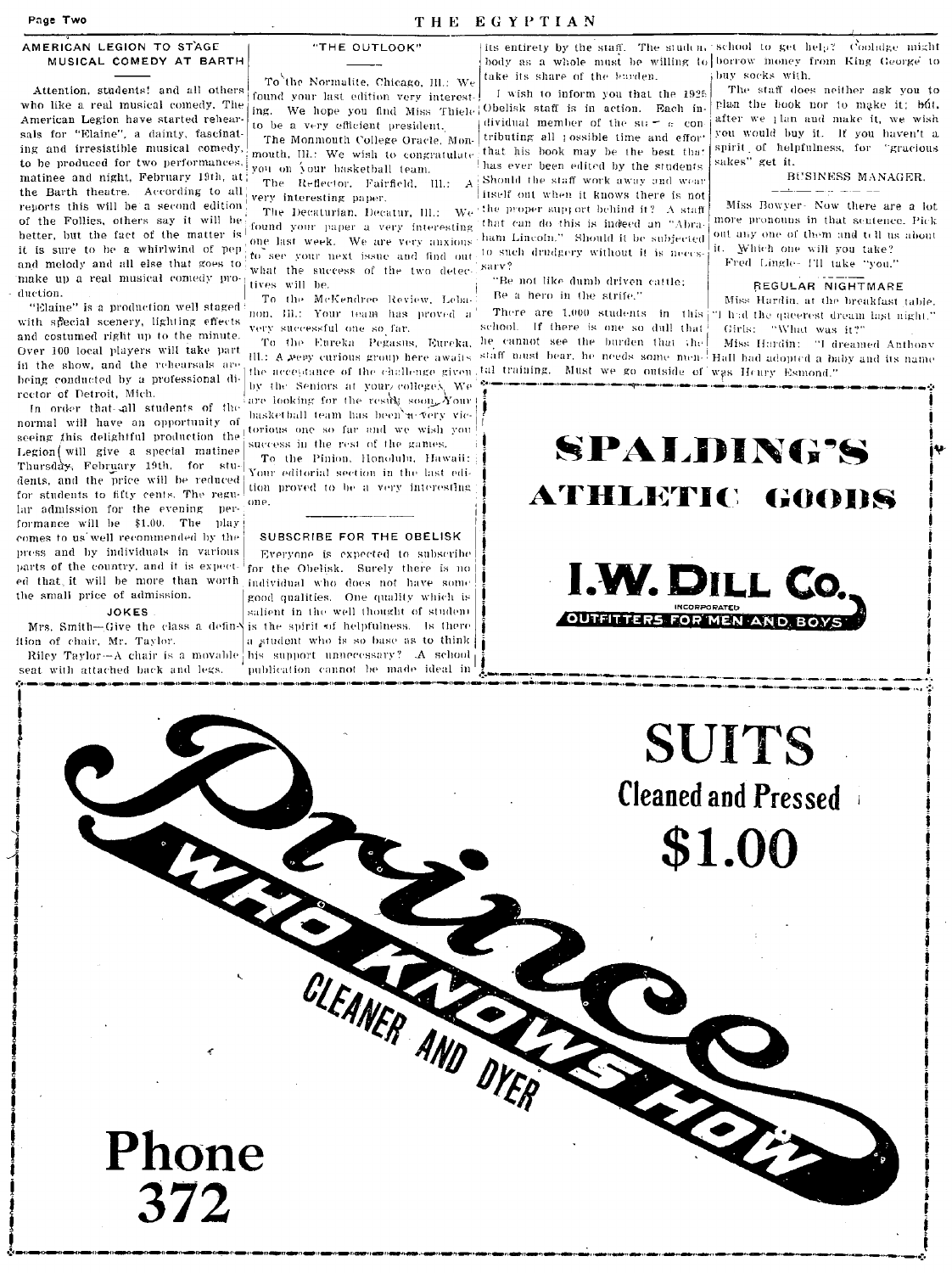## AMERICAN LEGION TO STAGE MUSICAL COMEDY AT BARTH

Attention, students! and all others who like a real musical comedy. The American Legion have started rehearsals for "Elaine", a dainty, fascinating and irresistible musical comedy, to be produced for two performances, matinee and night, February 19th, at the Barth theatre. According to all reports this will be a second edition of the Follies, others say it will be better, but the fact of the matter is it is sure to be a whirlwind of pep and melody and all else that goes to make up a real musical comedy production.

"Elaine" is a production well staged with special scenery, lighting effects and costumed right up to the minute. Over 100 local players will take part in the show, and the rehearsals are being conducted by a professional director of Detroit, Mich.

In order that all students of the normal will have an opportunity of seeing this delightful production the Legion will give a special matinee Thursday, February 19th, for students, and the price will be reduced for students to fifty cents. The regular admission for the evening performance will be $1.00. The play comes to us well recommended by the press and by individuals in various parts of the country, and it is expected that it will be more than worth the small price of admission.

### JOKES

Mrs. Smith—Give the class a definition of chair, Mr. Taylor.

Riley Taylor—A chair is a movable seat with attached back and legs.

## "THE OUTLOOK"

To the Normalite, Chicago, Ill.: We found your last edition very interesting. We hope you find Miss Thiele to be a very efficient president.

The Monmouth College Oracle, Monmouth, Ill.: We wish to congratulate you on your basketball team.

The Reflector, Fairfield, Ill.: A very interesting paper.

The Decaturian, Decatur, Ill.: We found your paper a very interesting one last week. We are very anxious to see your next issue and find out what the success of the two detectives will be.

To the McKendree Review, Lebanon, Ill.: Your team has proved a very successful one so far.

To the Eureka Pegasus, Eureka, Ill.: A very curious group here awaits the acceptance of the challenge given by the Seniors at your college. We are looking for the result soon. Your basketball team has been a very victorious one so far and we wish you success in the rest of the games.

To the Pinion, Honolulu, Hawaii: Your editorial section in the last edition proved to be a very interesting one.

## SUBSCRIBE FOR THE OBELISK

Everyone is expected to subscribe for the Obelisk. Surely there is no individual who does not have some good qualities. One quality which is salient in the well thought of student is the spirit of helpfulness. Is there a student who is so base as to think his support unnecessary? A school publication cannot be made ideal in its entirety by the staff. The student body as a whole must be willing to take its share of the burden.

I wish to inform you that the 1925 Obelisk staff is in action. Each individual member of the staff is contributing all possible time and effort that his book may be the best that has ever been edited by the students. Should the staff work away and wear itself out when it knows there is not the proper support behind it? A staff that can do this is indeed an "Abraham Lincoln." Should it be subjected to such drudgery without it be necessary?

"Be not like dumb driven cattle;
Be a hero in the strife."

There are 1,000 students in this school. If there is one so dull that he cannot see the burden that the staff must bear, he needs some mental training. Must we go outside of school to get help? Coolidge might borrow money from King George to buy socks with.

The staff does neither ask you to plan the book nor to make it; but, after we plan and make it, we wish you would buy it. If you haven't a spirit of helpfulness, for "gracious sakes" get it.

BUSINESS MANAGER.

Miss Bowyer—Now there are a lot more pronouns in that sentence. Pick out any one of them and tell us about it. Which one will you take?

Fred Lingle—I'll take "you."

### REGULAR NIGHTMARE

Miss Hardin, at the breakfast table, "I had the queerest dream last night."

Girls: "What was it?"

Miss Hardin: "I dreamed Anthony Hall had adopted a baby and its name was Henry Esmond."

---

**SPALDING'S ATHLETIC GOODS**

**I. W. DILL CO.**
INCORPORATED
OUTFITTERS FOR MEN AND BOYS

---

**Prince**
WHO KNOWS HOW
CLEANER AND DYER

**SUITS**
**Cleaned and Pressed**
**$1.00**

**Phone 372**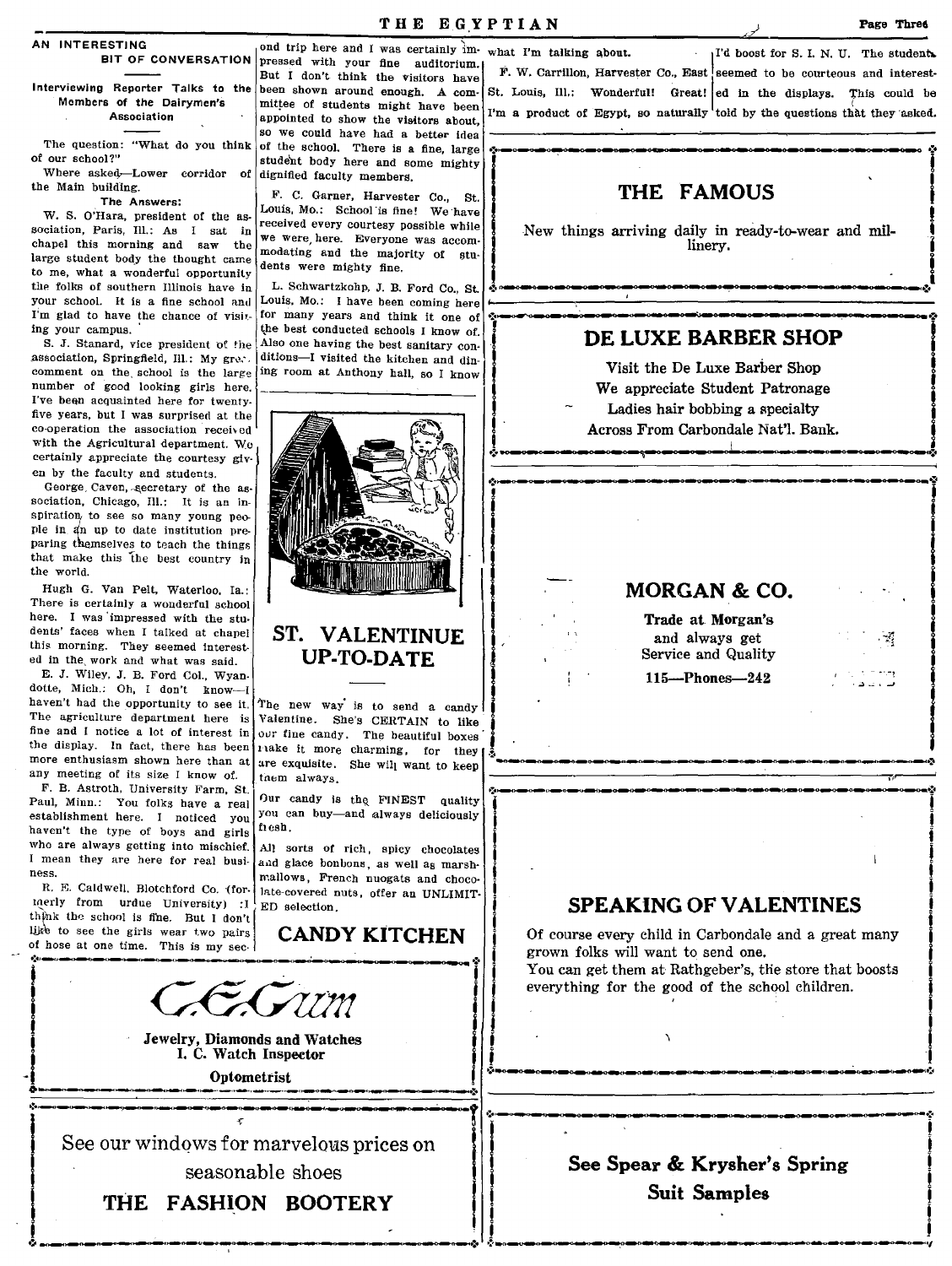## AN INTERESTING BIT OF CONVERSATION

### Interviewing Reporter Talks to the Members of the Dairymen's Association

The question: "What do you think of our school?"

Where asked—Lower corridor of the Main building.

**The Answers:**

W. S. O'Hara, president of the association, Paris, Ill.: As I sat in chapel this morning and saw the large student body the thought came to me, what a wonderful opportunity the folks of southern Illinois have in your school. It is a fine school and I'm glad to have the chance of visiting your campus.

S. J. Stanard, vice president of the association, Springfield, Ill.: My great comment on the school is the large number of good looking girls here. I've been acquainted here for twenty-five years, but I was surprised at the co-operation the association received with the Agricultural department. We certainly appreciate the courtesy given by the faculty and students.

George Caven, secretary of the association, Chicago, Ill.: It is an inspiration to see so many young people in an up to date institution preparing themselves to teach the things that make this the best country in the world.

Hugh G. Van Pelt, Waterloo, Ia.: There is certainly a wonderful school here. I was impressed with the students' faces when I talked at chapel this morning. They seemed interested in the work and what was said.

E. J. Wiley, J. B. Ford Col., Wyandotte, Mich.: Oh, I don't know—I haven't had the opportunity to see it. The agriculture department here is fine and I notice a lot of interest in the display. In fact, there has been more enthusiasm shown here than at any meeting of its size I know of.

F. B. Astroth, University Farm, St. Paul, Minn.: You folks have a real establishment here. I noticed you haven't the type of boys and girls who are always getting into mischief. I mean they are here for real business.

R. E. Caldwell, Blotchford Co. (formerly from urdue University) :I think the school is fine. But I don't like to see the girls wear two pairs of hose at one time. This is my second trip here and I was certainly impressed with your fine auditorium. But I don't think the visitors have been shown around enough. A committee of students might have been appointed to show the visitors about, so we could have had a better idea of the school. There is a fine, large student body here and some mighty dignified faculty members.

F. C. Garner, Harvester Co., St. Louis, Mo.: School is fine! We have received every courtesy possible while we were here. Everyone was accommodating and the majority of students were mighty fine.

L. Schwartzkohp, J. B. Ford Co., St. Louis, Mo.: I have been coming here for many years and think it one of the best conducted schools I know of. Also one having the best sanitary conditions—I visited the kitchen and dining room at Anthony hall, so I know what I'm talking about.

F. W. Carrillon, Harvester Co., East St. Louis, Ill.: Wonderful! Great! I'm a product of Egypt, so naturally I'd boost for S. I. N. U. The students seemed to be courteous and interested in the displays. This could be told by the questions that they asked.

---

## ST. VALENTINUE UP-TO-DATE

The new way is to send a candy Valentine. She's CERTAIN to like our fine candy. The beautiful boxes make it more charming, for they are exquisite. She will want to keep them always.

Our candy is the FINEST quality you can buy—and always deliciously fresh.

All sorts of rich, spicy chocolates and glace bonbons, as well as marshmallows, French nuogats and chocolate-covered nuts, offer an UNLIMITED selection.

**CANDY KITCHEN**

---

*C. E. Gum*

**Jewelry, Diamonds and Watches**
**I. C. Watch Inspector**
**Optometrist**

---

See our windows for marvelous prices on seasonable shoes

**THE FASHION BOOTERY**

---

## THE FAMOUS

New things arriving daily in ready-to-wear and millinery.

---

## DE LUXE BARBER SHOP

Visit the De Luxe Barber Shop
We appreciate Student Patronage
Ladies hair bobbing a specialty
Across From Carbondale Nat'l. Bank.

---

## MORGAN & CO.

**Trade at Morgan's**
and always get
Service and Quality

**115—Phones—242**

---

## SPEAKING OF VALENTINES

Of course every child in Carbondale and a great many grown folks will want to send one.
You can get them at Rathgeber's, the store that boosts everything for the good of the school children.

---

**See Spear & Krysher's Spring Suit Samples**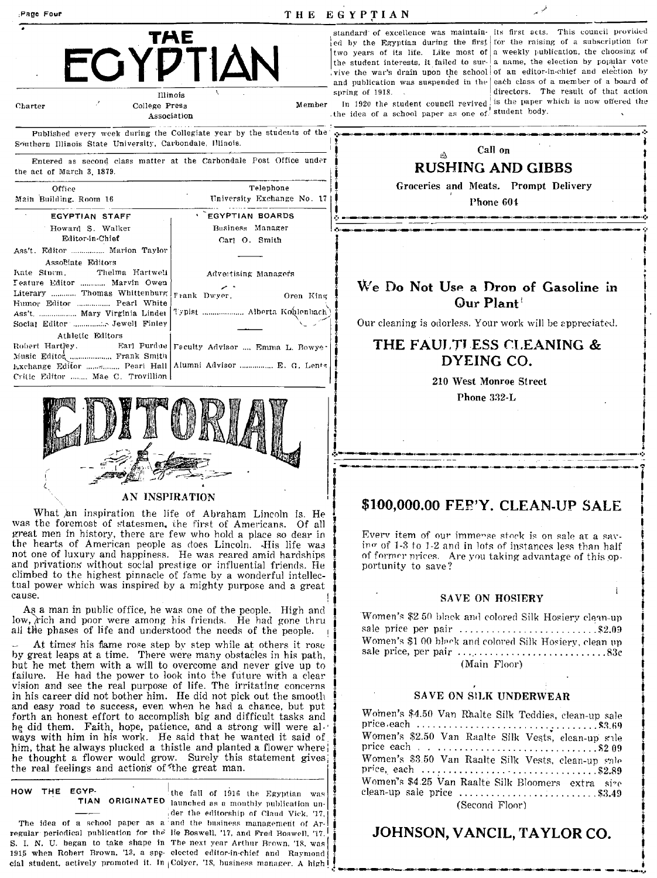# THE EGYPTIAN

Charter — Illinois College Press Association — Member

Published every week during the Collegiate year by the students of the Southern Illinois State University, Carbondale, Illinois.

Entered as second class matter at the Carbondale Post Office under the act of March 3, 1879.

| Office | Telephone |
| --- | --- |
| Main Building, Room 16 | University Exchange No. 17 |

| EGYPTIAN STAFF | EGYPTIAN BOARDS |
| --- | --- |
| Howard S. Walker, Editor-in-Chief | Business Manager: Carl O. Smith |
| Ass't. Editor ............... Marion Taylor | |
| Associate Editors: Kate Sturm, Thelma Hartwell | Advertising Managers |
| Feature Editor ........... Marvin Owen | |
| Literary ........... Thomas Whittenburg | Frank Dwyer, Oren King |
| Humor Editor ............... Pearl White | |
| Ass't. ................ Mary Virginia Lindel | Typist .................. Alberta Kohlenbach |
| Social Editor ............... Jewell Finley | |
| Athletic Editors: Robert Hartley, Earl Purdue | Faculty Advisor .... Emma L. Bowyer |
| Music Editor .................. Frank Smith | |
| Exchange Editor ............ Pearl Hall | Alumni Advisor ............... E. G. Lentz |
| Critic Editor ........ Mae C. Trovillion | |

## EDITORIAL

### AN INSPIRATION

What an inspiration the life of Abraham Lincoln is. He was the foremost of statesmen, the first of Americans. Of all great men in history, there are few who hold a place so dear in the hearts of American people as does Lincoln. His life was not one of luxury and happiness. He was reared amid hardships and privations without social prestige or influential friends. He climbed to the highest pinnacle of fame by a wonderful intellectual power which was inspired by a mighty purpose and a great cause.

As a man in public office, he was one of the people. High and low, rich and poor were among his friends. He had gone thru all the phases of life and understood the needs of the people.

At times his fame rose step by step while at others it rose by great leaps at a time. There were many obstacles in his path, but he met them with a will to overcome and never give up to failure. He had the power to look into the future with a clear vision and see the real purpose of life. The irritating concerns in his career did not bother him. He did not pick out the smooth and easy road to success, even when he had a chance, but put forth an honest effort to accomplish big and difficult tasks and he did them. Faith, hope, patience, and a strong will were always with him in his work. He said that he wanted it said of him, that he always plucked a thistle and planted a flower where he thought a flower would grow. Surely this statement gives the real feelings and actions of the great man.

### HOW THE EGYPTIAN ORIGINATED

The idea of a school paper as a regular periodical publication for the S. I. N. U. began to take shape in 1915 when Robert Brown, '13, a special student, actively promoted it. In the fall of 1916 the Egyptian was launched as a monthly publication under the editorship of Claud Vick, '17, and the business management of Arlie Boswell, '17, and Fred Boswell, '17. The next year Arthur Brown, '18, was elected editor-in-chief and Raymond Colyer, '18, business manager. A high standard of excellence was maintained by the Egyptian during the first two years of its life. Like most of the student interests, it failed to survive the war's drain upon the school and publication was suspended in the spring of 1918.

In 1920 the student council revived the idea of a school paper as one of its first acts. This council provided for the raising of a subscription for a weekly publication, the choosing of a name, the election by popular vote of an editor-in-chief and election by each class of a member of a board of directors. The result of that action is the paper which is now offered the student body.

---

Call on

**RUSHING AND GIBBS**

Groceries and Meats. Prompt Delivery

Phone 604

---

**We Do Not Use a Drop of Gasoline in Our Plant**

Our cleaning is odorless. Your work will be appreciated.

**THE FAULTLESS CLEANING & DYEING CO.**

210 West Monroe Street

Phone 332-L

---

## $100,000.00 FEB'Y. CLEAN-UP SALE

Every item of our immense stock is on sale at a saving of 1-3 to 1-2 and in lots of instances less than half of former prices. Are you taking advantage of this opportunity to save?

**SAVE ON HOSIERY**

Women's $2.50 black and colored Silk Hosiery clean-up sale price per pair ........................ $2.09

Women's $1.00 black and colored Silk Hosiery, clean up sale price, per pair ........................ 83c

(Main Floor)

**SAVE ON SILK UNDERWEAR**

Women's $4.50 Van Raalte Silk Teddies, clean-up sale price, each ........................ $3.69

Women's $2.50 Van Raalte Silk Vests, clean-up sale price each ........................ $2.09

Women's $3.50 Van Raalte Silk Vests, clean-up sale price, each ........................ $2.89

Women's $4.25 Van Raalte Silk Bloomers extra size clean-up sale price ........................ $3.49

(Second Floor)

**JOHNSON, VANCIL, TAYLOR CO.**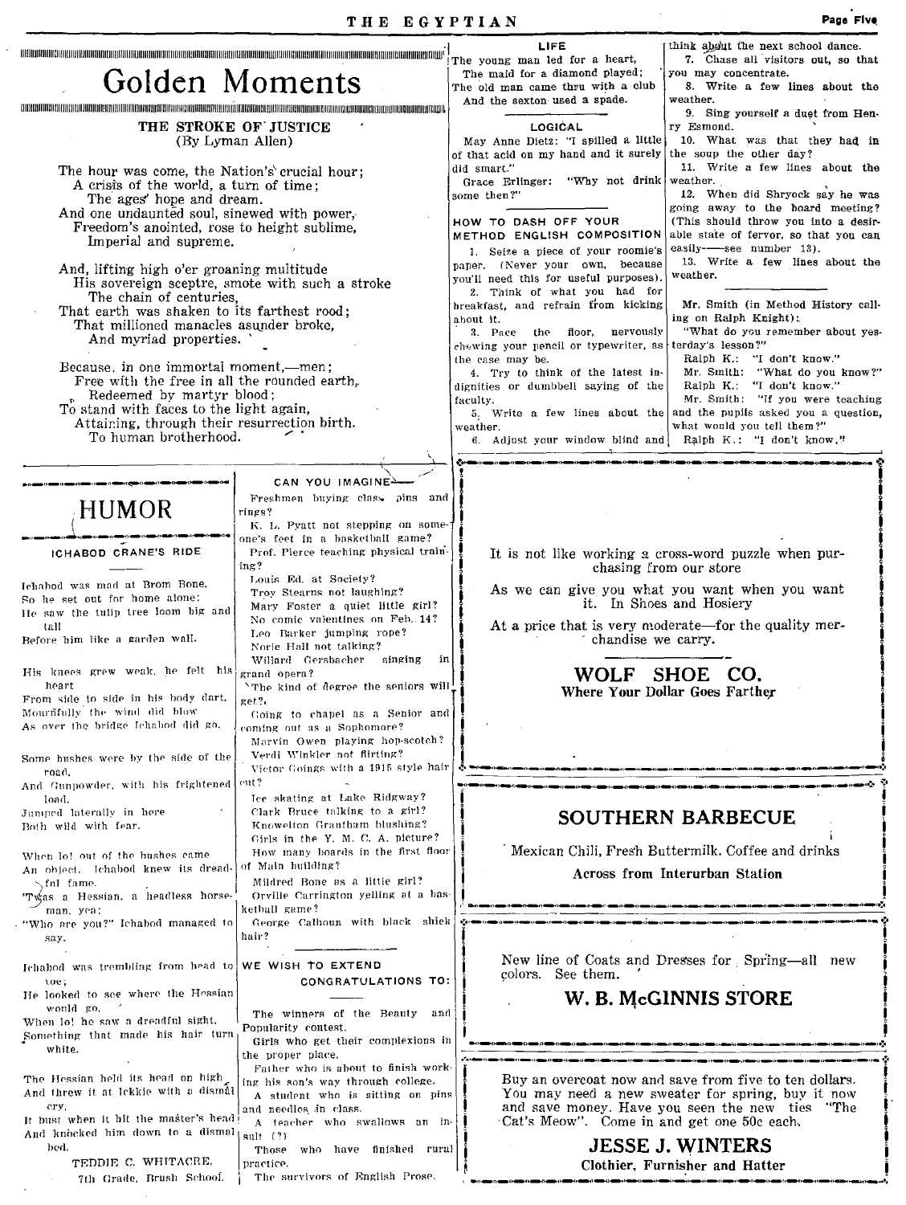# Golden Moments

### THE STROKE OF JUSTICE

(By Lyman Allen)

The hour was come, the Nation's crucial hour;
A crisis of the world, a turn of time;
The ages' hope and dream.
And one undaunted soul, sinewed with power,
Freedom's anointed, rose to height sublime,
Imperial and supreme.

And, lifting high o'er groaning multitude
His sovereign sceptre, smote with such a stroke
The chain of centuries,
That earth was shaken to its farthest rood;
That millioned manacles asunder broke,
And myriad properties.

Because, in one immortal moment,—men;
Free with the free in all the rounded earth,
Redeemed by martyr blood;
To stand with faces to the light again,
Attaining, through their resurrection birth,
To human brotherhood.

### LIFE

The young man led for a heart,
The maid for a diamond played;
The old man came thru with a club
And the sexton used a spade.

### LOGICAL

May Anne Dietz: "I spilled a little of that acid on my hand and it surely did smart."

Grace Erlinger: "Why not drink some then?"

### HOW TO DASH OFF YOUR METHOD ENGLISH COMPOSITION

1. Seize a piece of your roomie's paper. (Never your own, because you'll need this for useful purposes).
2. Think of what you had for breakfast, and refrain from kicking about it.
3. Pace the floor, nervously chewing your pencil or typewriter, as the case may be.
4. Try to think of the latest indignities or dumbbell saying of the faculty.
5. Write a few lines about the weather.
6. Adjust your window blind and think about the next school dance.
7. Chase all visitors out, so that you may concentrate.
8. Write a few lines about the weather.
9. Sing yourself a duet from Henry Esmond.
10. What was that they had in the soup the other day?
11. Write a few lines about the weather.
12. When did Shryock say he was going away to the board meeting? (This should throw you into a desirable state of fervor, so that you can easily——see number 13).
13. Write a few lines about the weather.

Mr. Smith (in Method History calling on Ralph Knight):

"What do you remember about yesterday's lesson?"

Ralph K.: "I don't know."

Mr. Smith: "What do you know?"

Ralph K.: "I don't know."

Mr. Smith: "If you were teaching and the pupils asked you a question, what would you tell them?"

Ralph K.: "I don't know."

# HUMOR

### ICHABOD CRANE'S RIDE

Ichabod was mad at Brom Bone,
So he set out for home alone;
He saw the tulip tree loom big and tall
Before him like a garden wall.

His knees grew weak, he felt his heart
From side to side in his body dart.
Mournfully the wind did blow
As over the bridge Ichabod did go.

Some bushes were by the side of the road,
And Gunpowder, with his frightened load,
Jumped laterally in here
Both wild with fear.

When lo! out of the bushes came
An object. Ichabod knew its dreadful fame.
'Twas a Hessian, a headless horseman, yea;
"Who are you?" Ichabod managed to say.

Ichabod was trembling from head to toe;
He looked to see where the Hessian would go,
When lo! he saw a dreadful sight,
Something that made his hair turn white.

The Hessian held its head on high,
And threw it at Ickkie with a dismal cry.
It bust when it hit the master's head
And knocked him down to a dismal bed.

TEDDIE C. WHITACRE.
7th Grade, Brush School.

### CAN YOU IMAGINE—

Freshmen buying class pins and rings?
K. L. Pyatt not stepping on someone's feet in a basketball game?
Prof. Pierce teaching physical training?
Louis Ed. at Society?
Troy Stearns not laughing?
Mary Foster a quiet little girl?
No comic valentines on Feb. 14?
Leo Barker jumping rope?
Norie Hall not talking?
Willard Gersbacher singing in grand opera?
The kind of degree the seniors will get?
Going to chapel as a Senior and coming out as a Sophomore?
Marvin Owen playing hop-scotch?
Verdi Winkler not flirting?
Victor Goings with a 1915 style hair cut?
Ice skating at Lake Ridgway?
Clark Bruce talking to a girl?
Knowelton Grantham blushing?
Girls in the Y. M. C. A. picture?
How many boards in the first floor of Main building?
Mildred Bone as a little girl?
Orville Carrington yelling at a basketball game?
George Calhoun with black shiek hair?

### WE WISH TO EXTEND CONGRATULATIONS TO:

The winners of the Beauty and Popularity contest.
Girls who get their complexions in the proper place.
Father who is about to finish working his son's way through college.
A student who is sitting on pins and needles in class.
A teacher who swallows an insult (?)
Those who have finished rural practice.
The survivors of English Prose.

---

It is not like working a cross-word puzzle when purchasing from our store

As we can give you what you want when you want it. In Shoes and Hosiery

At a price that is very moderate—for the quality merchandise we carry.

**WOLF SHOE CO.**
**Where Your Dollar Goes Farther**

---

**SOUTHERN BARBECUE**

Mexican Chili, Fresh Buttermilk, Coffee and drinks

**Across from Interurban Station**

---

New line of Coats and Dresses for Spring—all new colors. See them.

**W. B. McGINNIS STORE**

---

Buy an overcoat now and save from five to ten dollars. You may need a new sweater for spring, buy it now and save money. Have you seen the new ties "The Cat's Meow". Come in and get one 50c each.

**JESSE J. WINTERS**
**Clothier, Furnisher and Hatter**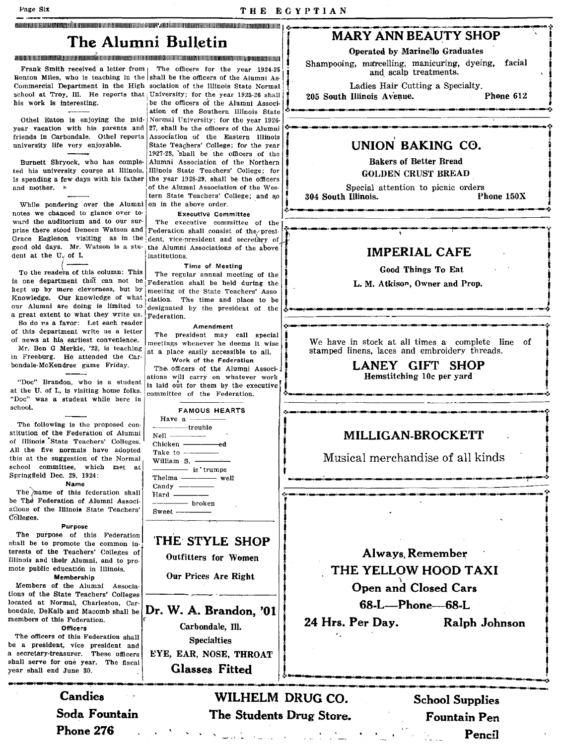# The Alumni Bulletin

Frank Smith received a letter from Benton Miles, who is teaching in the Commercial Department in the High school at Troy, Ill. He reports that his work is interesting.

---

Othel Eaton is enjoying the mid-year vacation with his parents and friends in Carbondale. Othel reports university life very enjoyable.

---

Burnett Shryock, who has completed his university course at Illinois, is spending a few days with his father and mother.

---

While pondering over the Alumni notes we chanced to glance over toward the auditorium and to our surprise there stood Deneen Watson and Grace Eagleson visiting as in the good old days. Mr. Watson is a student at the U. of I.

To the readers of this column: This is one department that can not be kept up by mere cleverness, but by Knowledge. Our knowledge of what our Alumni are doing is limited to a great extent to what they write us. So do us a favor: Let each reader of this department write us a letter of news at his earliest convenience.

Mr. Ben G Merkle, '23, is teaching in Freeburg. He attended the Carbondale-McKendree game Friday.

---

"Doc" Brandon, who is a student at the U. of I., is visiting home folks. "Doc" was a student while here in school.

---

The following is the proposed constitution of the Federation of Alumni of Illinois State Teachers' Colleges. All the five normals have adopted this at the suggestion of the Normal school committee, which met at Springfield Dec. 29, 1924:

**Name**

The name of this federation shall be The Federation of Alumni Associations of the Illinois State Teachers' Colleges.

**Purpose**

The purpose of this Federation shall be to promote the common interests of the Teachers' Colleges of Illinois and their Alumni, and to promote public education in Illinois.

**Membership**

Members of the Alumni Associations of the State Teachers' Colleges located at Normal, Charleston, Carbondale, DeKalb and Macomb shall be members of this Federation.

**Officers**

The officers of this Federation shall be a president, vice president and a secretary-treasurer. These officers shall serve for one year. The fiscal year shall end June 30.

The officers for the year 1924-25 shall be the officers of the Alumni Association of the Illinois State Normal University; for the year 1925-26 shall be the officers of the Alumni Association of the Southern Illinois State Normal University; for the year 1926-27, shall be the officers of the Alumni Association of the Eastern Illinois State Teachers' College; for the year 1927-28, shall be the officers of the Alumni Association of the Northern Illinois State Teachers' College; for the year 1928-29, shall be the officers of the Alumni Association of the Western State Teachers' College; and so on in the above order.

**Executive Committee**

The executive committee of the Federation shall consist of the president, vice-president and secretary of the Alumni Associations of the above institutions.

**Time of Meeting**

The regular annual meeting of the Federation shall be held during the meeting of the State Teachers' Association. The time and place to be designated by the president of the Federation.

**Amendment**

The president may call special meetings whenever he deems it wise at a place easily accessible to all.

**Work of the Federation**

The officers of the Alumni Associations will carry on whatever work is laid out for them by the executive committee of the Federation.

**FAMOUS HEARTS**

Have a ———
——— trouble
Nell ———
Chicken ———ed
Take to ———
William S. ———
——— is trumps
Thelma ——— well
Candy ———
Hard ———
——— broken
Sweet ———

---

**THE STYLE SHOP**
**Outfitters for Women**
**Our Prices Are Right**

---

**Dr. W. A. Brandon, '01**
Carbondale, Ill.
Specialties
EYE, EAR, NOSE, THROAT
**Glasses Fitted**

---

**MARY ANN BEAUTY SHOP**
Operated by Marinello Graduates
Shampooing, marcelling, manicuring, dyeing, facial and scalp treatments.
Ladies Hair Cutting a Specialty.
205 South Illinois Avenue. Phone 612

---

**UNION BAKING CO.**
Bakers of Better Bread
GOLDEN CRUST BREAD
Special attention to picnic orders
304 South Illinois. Phone 150X

---

**IMPERIAL CAFE**
Good Things To Eat
L. M. Atkison, Owner and Prop.

---

We have in stock at all times a complete line of stamped linens, laces and embroidery threads.
**LANEY GIFT SHOP**
Hemstitching 10c per yard

---

**MILLIGAN-BROCKETT**
Musical merchandise of all kinds

---

**Always Remember**
**THE YELLOW HOOD TAXI**
**Open and Closed Cars**
**68-L—Phone—68-L**
**24 Hrs. Per Day. Ralph Johnson**

---

**Candies** | **Soda Fountain** | **Phone 276**

**WILHELM DRUG CO.**
**The Students Drug Store.**

**School Supplies** | **Fountain Pen** | **Pencil**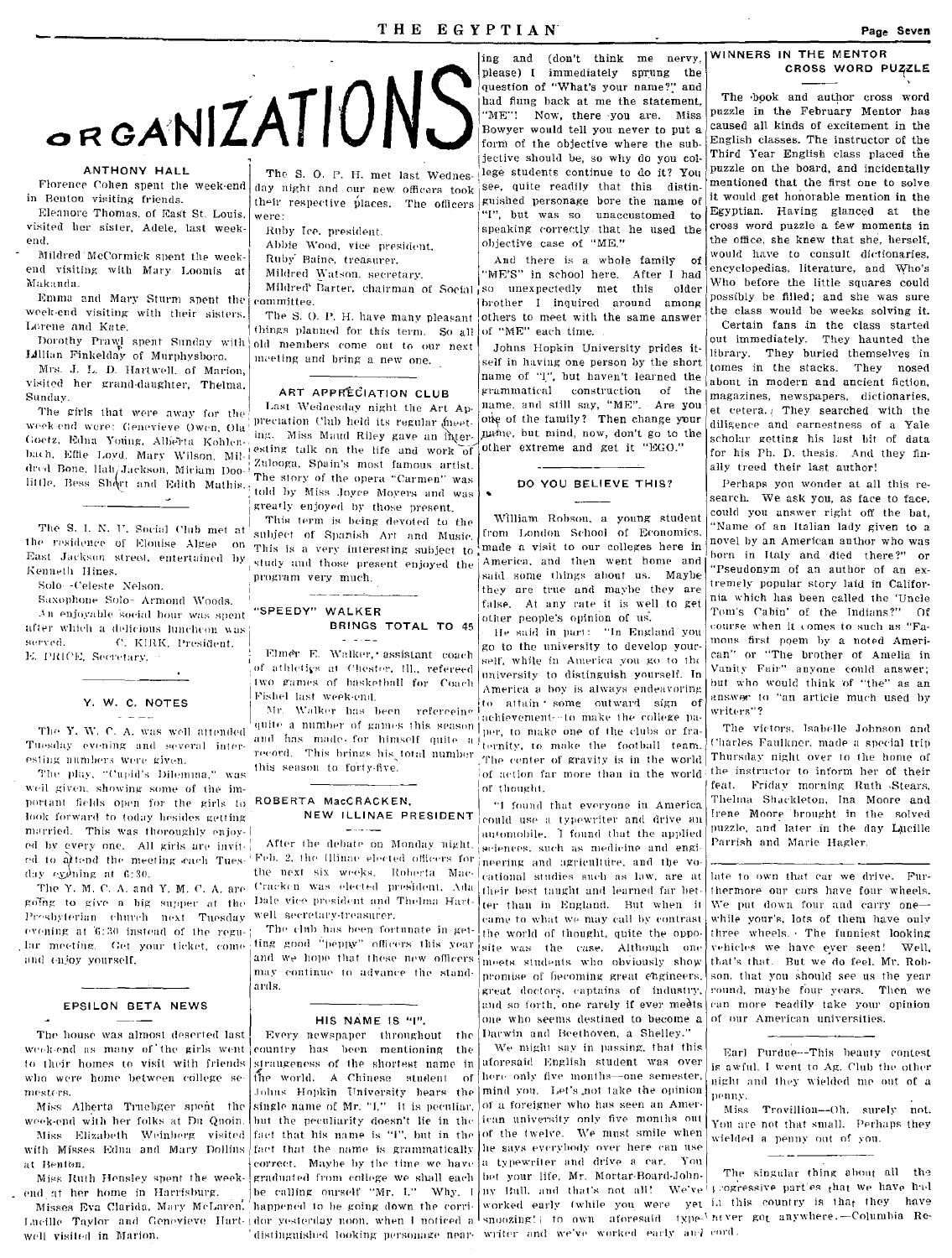# ORGANIZATIONS

### ANTHONY HALL

Florence Cohen spent the week-end in Benton visiting friends.

Eleanore Thomas, of East St. Louis, visited her sister, Adele, last week-end.

Mildred McCormick spent the week-end visiting with Mary Loomis at Makanda.

Emma and Mary Sturm spent the week-end visiting with their sisters, Lorene and Kate.

Dorothy Prawl spent Sunday with Lillian Finkelday of Murphysboro.

Mrs. J. L. D. Hartwell, of Marion, visited her grand-daughter, Thelma, Sunday.

The girls that were away for the week-end were: Genevieve Owen, Ola Goetz, Edna Young, Alberta Kohlenbach, Effie Loyd, Mary Wilson, Mildred Bone, Hal/Jackson, Miriam Doolittle, Bess Short and Edith Mathis.

---

The S. I. N. U. Social Club met at the residence of Elouise Algee on East Jackson street, entertained by Kenneth Hines.

Solo—Celeste Nelson.

Saxophone Solo—Armond Woods.

An enjoyable social hour was spent after which a delicious luncheon was served. C. KIRK, President.
E. PRICE, Secretary.

---

### Y. W. C. NOTES

The Y. W. C. A. was well attended Tuesday evening and several interesting numbers were given.

The play, "Cupid's Dilemma," was well given, showing some of the important fields open for the girls to look forward to today besides getting married. This was thoroughly enjoyed by every one. All girls are invited to attend the meeting each Tuesday evening at 6:30.

The Y. M. C. A. and Y. M. C. A. are going to give a big supper at the Presbyterian church next Tuesday evening at 6:30 instead of the regular meeting. Get your ticket, come and enjoy yourself.

---

### EPSILON BETA NEWS

The house was almost deserted last week-end as many of the girls went to their homes to visit with friends who were home between college semesters.

Miss Alberta Truebger spent the week-end with her folks at Du Quoin.

Miss Elizabeth Weinberg visited with Misses Edna and Mary Dollins at Benton.

Miss Ruth Hensley spent the week-end at her home in Harrisburg.

Misses Eva Clarida, Mary McLaren, Lucille Taylor and Genevieve Hartwell visited in Marion.

---

The S. O. P. H. met last Wednesday night and our new officers took their respective places. The officers were:

Ruby Ice, president.
Abbie Wood, vice president.
Ruby Baine, treasurer.
Mildred Watson, secretary.
Mildred Barter, chairman of Social committee.

The S. O. P. H. have many pleasant things planned for this term. So all old members come out to our next meeting and bring a new one.

---

### ART APPRECIATION CLUB

Last Wednesday night the Art Appreciation Club held its regular meeting. Miss Maud Riley gave an interesting talk on the life and work of Zuloaga, Spain's most famous artist. The story of the opera "Carmen" was told by Miss Joyce Moyers and was greatly enjoyed by those present.

This term is being devoted to the subject of Spanish Art and Music. This is a very interesting subject to study and those present enjoyed the program very much.

---

### "SPEEDY" WALKER BRINGS TOTAL TO 45

Elmer E. Walker, assistant coach of athletics at Chester, Ill., refereed two games of basketball for Coach Fishel last week-end.

Mr. Walker has been refereeing quite a number of games this season and has made for himself quite a record. This brings his total number this season to forty-five.

---

### ROBERTA MacCRACKEN, NEW ILLINAE PRESIDENT

After the debate on Monday night, Feb. 2, the Illinae elected officers for the next six weeks. Roberta MacCracken was elected president, Ada Dale vice president and Thelma Hartwell secretary-treasurer.

The club has been fortunate in getting good "peppy" officers this year and we hope that these new officers may continue to advance the standards.

---

### HIS NAME IS "I".

Every newspaper throughout the country has been mentioning the strangeness of the shortest name in the world. A Chinese student of Johns Hopkin University bears the single name of Mr. "I." It is peculiar, but the peculiarity doesn't lie in the fact that his name is "I", but in the fact that the name is grammatically correct. Maybe by the time we have graduated from college we shall each be calling ourself "Mr. I." Why, I happened to be going down the corridor yesterday noon, when I noticed a distinguished looking personage nearing and (don't think me nervy, please) I immediately sprung the question of "What's your name?" and had flung back at me the statement, "ME"! Now, there you are. Miss Bowyer would tell you never to put a form of the objective where the subjective should be, so why do you college students continue to do it? You see, quite readily that this distinguished personage bore the name of "I", but was so unaccustomed to speaking correctly that he used the objective case of "ME."

And there is a whole family of "ME'S" in school here. After I had so unexpectedly met this older brother I inquired around among others to meet with the same answer of "ME" each time.

Johns Hopkin University prides itself in having one person by the short name of "I", but haven't learned the grammatical construction of the name, and still say, "ME". Are you one of the family? Then change your name, but mind, now, don't go to the other extreme and get it "EGO."

---

### DO YOU BELIEVE THIS?

William Robson, a young student from London School of Economics, made a visit to our colleges here in America, and then went home and said some things about us. Maybe they are true and maybe they are false. At any rate it is well to get other people's opinion of us.

He said in part: "In England you go to the university to develop yourself, while in America you go to the university to distinguish yourself. In America a boy is always endeavoring to attain some outward sign of achievement—to make the college paper, to make one of the clubs or fraternity, to make the football team. The center of gravity is in the world of action far more than in the world of thought.

"I found that everyone in America could use a typewriter and drive an automobile. I found that the applied sciences, such as medicine and engineering and agriculture, and the vocational studies such as law, are at their best taught and learned far better than in England. But when it came to what we may call by contrast the world of thought, quite the opposite was the case. Although one meets students who obviously show promise of becoming great engineers, great doctors, captains of industry, and so forth, one rarely if ever meets one who seems destined to become a Darwin and Beethoven, a Shelley."

We might say in passing, that this aforesaid English student was over here only five months—one semester, mind you. Let's not take the opinion of a foreigner who has seen an American university only five months out of the twelve. We must smile when he says everybody over here can use a typewriter and drive a car. You bet your life, Mr. Mortar-Board-Johnny Bull, and that's not all! We've worked early (while you were yet snoozing) to own aforesaid typewriter and we've worked early and late to own that car we drive. Furthermore our cars have four wheels. We put down four and carry one—while your's, lots of them have only three wheels. The funniest looking vehicles we have ever seen! Well, that's that. But we do feel, Mr. Robson, that you should see us the year round, maybe four years. Then we can more readily take your opinion of our American universities.

---

### WINNERS IN THE MENTOR CROSS WORD PUZZLE

The book and author cross word puzzle in the February Mentor has caused all kinds of excitement in the English classes. The instructor of the Third Year English class placed the puzzle on the board, and incidentally mentioned that the first one to solve it would get honorable mention in the Egyptian. Having glanced at the cross word puzzle a few moments in the office, she knew that she, herself, would have to consult dictionaries, encyclopedias, literature, and Who's Who before the little squares could possibly be filled; and she was sure the class would be weeks solving it.

Certain fans in the class started out immediately. They haunted the library. They buried themselves in tomes in the stacks. They nosed about in modern and ancient fiction, magazines, newspapers, dictionaries, et cetera. They searched with the diligence and earnestness of a Yale scholar getting his last bit of data for his Ph. D. thesis. And they finally treed their last author!

Perhaps you wonder at all this research. We ask you, as face to face, could you answer right off the bat, "Name of an Italian lady given to a novel by an American author who was born in Italy and died there?" or "Pseudonym of an author of an extremely popular story laid in California which has been called the 'Uncle Tom's Cabin' of the Indians?" Of course when it comes to such as "Famous first poem by a noted American" or "The brother of Amelia in Vanity Fair" anyone could answer; but who would think of "the" as an answer to "an article much used by writers"?

The victors, Isabelle Johnson and Charles Faulkner, made a special trip Thursday night over to the home of the instructor to inform her of their feat. Friday morning Ruth Stears, Thelma Shackleton, Ina Moore and Irene Moore brought in the solved puzzle, and later in the day Lucille Parrish and Marie Hagler.

---

Earl Purdue—This beauty contest is awful. I went to Ag. Club the other night and they wielded me out of a penny.

Miss Trovillion—Oh, surely not. You are not that small. Perhaps they wielded a penny out of you.

---

The singular thing about all the progressive parties that we have had in this country is that they have never got anywhere.—Columbia Record.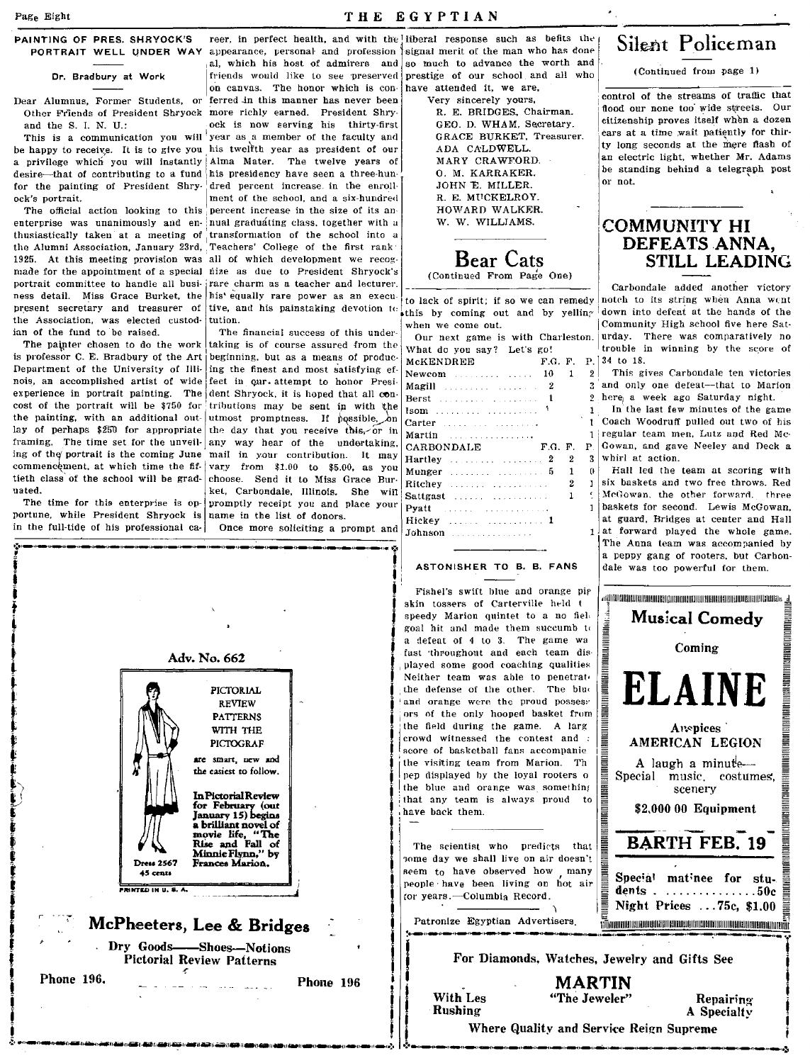## PAINTING OF PRES. SHRYOCK'S PORTRAIT WELL UNDER WAY

### Dr. Bradbury at Work

Dear Alumnus, Former Students, or Other Friends of President Shryock and the S. I. N. U.:

This is a communication you will be happy to receive. It is to give you a privilege which you will instantly desire—that of contributing to a fund for the painting of President Shryock's portrait.

The official action looking to this enterprise was unanimously and enthusiastically taken at a meeting of the Alumni Association, January 23rd, 1925. At this meeting provision was made for the appointment of a special portrait committee to handle all business detail. Miss Grace Burket, the present secretary and treasurer of the Association, was elected custodian of the fund to be raised.

The painter chosen to do the work is professor C. E. Bradbury of the Art Department of the University of Illinois, an accomplished artist of wide experience in portrait painting. The cost of the portrait will be $750 for the painting, with an additional outlay of perhaps $250 for appropriate framing. The time set for the unveiling of the portrait is the coming June commencement, at which time the fiftieth class of the school will be graduated.

The time for this enterprise is opportune, while President Shryock is in the full-tide of his professional career, in perfect health, and with the appearance, personal and professional, which his host of admirers and friends would like to see preserved on canvas. The honor which is conferred in this manner has never been more richly earned. President Shryock is now serving his thirty-first year as a member of the faculty and his twelfth year as president of our Alma Mater. The twelve years of his presidency have seen a three-hundred percent increase in the enrollment of the school, and a six-hundred percent increase in the size of its annual graduating class, together with a transformation of the school into a Teachers' College of the first rank: all of which development we recognize as due to President Shryock's rare charm as a teacher and lecturer, his equally rare power as an executive, and his painstaking devotion to tution.

The financial success of this undertaking is of course assured from the beginning, but as a means of producing the finest and most satisfying effect in our attempt to honor President Shryock, it is hoped that all contributions may be sent in with the utmost promptness. If possible, on the day that you receive this, or in any way hear of the undertaking, mail in your contribution. It may vary from $1.00 to $5.00, as you choose. Send it to Miss Grace Burket, Carbondale, Illinois. She will promptly receipt you and place your name in the list of donors.

Once more soliciting a prompt and liberal response such as befits the signal merit of the man who has done so much to advance the worth and prestige of our school and all who have attended it, we are,

Very sincerely yours,
R. E. BRIDGES, Chairman.
GEO. D. WHAM, Secretary.
GRACE BURKET, Treasurer.
ADA CALDWELL.
MARY CRAWFORD.
O. M. KARRAKER.
JOHN E. MILLER.
R. E. MUCKELROY.
HOWARD WALKER.
W. W. WILLIAMS.

## Bear Cats

(Continued From Page One)

to lack of spirit; if so we can remedy this by coming out and by yelling when we come out.

Our next game is with Charleston. What do you say? Let's go!

| McKENDREE | F.G. | F. | P. |
|---|---|---|---|
| Newcom | 10 | 1 | 2 |
| Magill | 2 | | 3 |
| Berst | 1 | | 2 |
| Isom | 1 | | 1 |
| Carter | | | 1 |
| Martin | | | 1 |
| **CARBONDALE** | **F.G.** | **F.** | **P.** |
| Hartley | 2 | 2 | 3 |
| Munger | 5 | 1 | 0 |
| Ritchey | | 2 | 1 |
| Sattgast | | 1 | |
| Pyatt | | | 1 |
| Hickey | 1 | | |
| Johnson | | | 1 |

### ASTONISHER TO B. B. FANS

Fishel's swift blue and orange pig skin tossers of Carterville held t speedy Marion quintet to a no field goal hit and made them succumb to a defeat of 4 to 3. The game was fast throughout and each team displayed some good coaching qualities. Neither team was able to penetrate the defense of the other. The blue and orange were the proud possessors of the only hooped basket from the field during the game. A large crowd witnessed the contest and a score of basketball fans accompanied the visiting team from Marion. The pep displayed by the loyal rooters of the blue and orange was something that any team is always proud to have back them.

The scientist who predicts that some day we shall live on air doesn't seem to have observed how many people have been living on hot air for years.—Columbia Record.

Patronize Egyptian Advertisers.

## Silent Policeman

(Continued from page 1)

control of the streams of traffic that flood our none too wide streets. Our citizenship proves itself when a dozen cars at a time wait patiently for thirty long seconds at the mere flash of an electric light, whether Mr. Adams be standing behind a telegraph post or not.

## COMMUNITY HI DEFEATS ANNA, STILL LEADING

Carbondale added another victory notch to its string when Anna went down into defeat at the hands of the Community High school five here Saturday. There was comparatively no trouble in winning by the score of 34 to 18.

This gives Carbondale ten victories and only one defeat—that to Marion here a week ago Saturday night.

In the last few minutes of the game Coach Woodruff pulled out two of his regular team men, Lutz and Red McGowan, and gave Neeley and Deck a whirl at action.

Hall led the team at scoring with six baskets and two free throws. Red McGowan, the other forward, three baskets for second. Lewis McGowan, at guard, Bridges at center and Hall at forward played the whole game. The Anna team was accompanied by a peppy gang of rooters, but Carbondale was too powerful for them.

Adv. No. 662

PICTORIAL REVIEW PATTERNS WITH THE PICTOGRAF are smart, new and the easiest to follow.

In Pictorial Review for February (out January 15) begins a brilliant novel of movie life, "The Rise and Fall of Minnie Flynn," by Frances Marion.

Dress 2567
45 cents

PRINTED IN U. S. A.

**McPheeters, Lee & Bridges**
Dry Goods—Shoes—Notions
Pictorial Review Patterns
Phone 196. Phone 196

**Musical Comedy**
Coming
# ELAINE
Auspices
AMERICAN LEGION
A laugh a minute—
Special music, costumes, scenery
$2,000 00 Equipment
**BARTH FEB. 19**
Special matinee for students . . . . . . . . . . . . . . .50c
Night Prices . . . 75c, $1.00

For Diamonds, Watches, Jewelry and Gifts See
**MARTIN**
"The Jeweler"
With Les Rushing
Repairing A Specialty
Where Quality and Service Reign Supreme